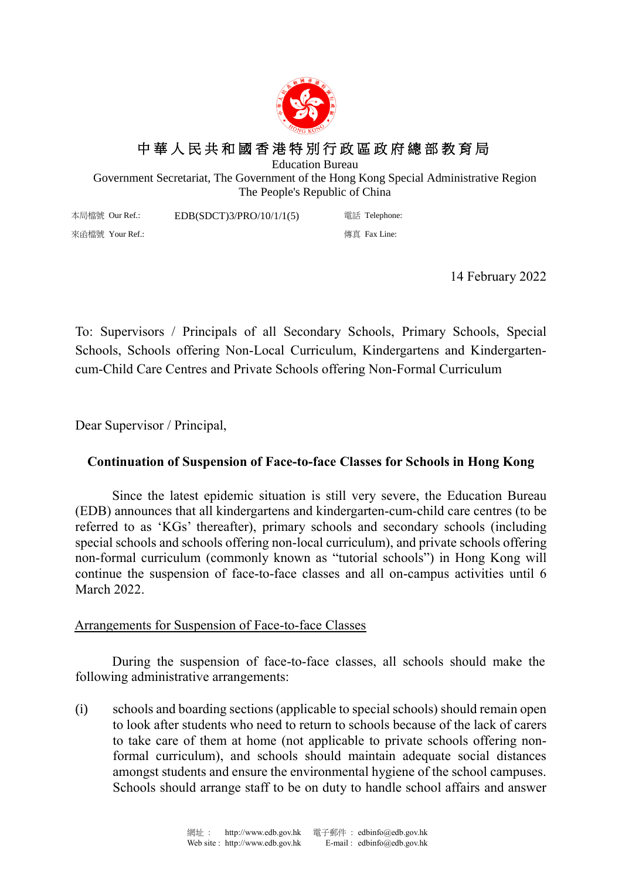中華人民共和國香港特別行政區政府總部教育局

Education Bureau

Government Secretariat, The Government of the Hong Kong Special Administrative Region

The People's Republic of China

本局檔號 Our Ref.: EDB(SDCT)3/PRO/10/1/1(5)

電話 Telephone:

來函檔號 Your Ref.:

傳真 Fax Line:

14 February 2022

To: Supervisors / Principals of all Secondary Schools, Primary Schools, Special Schools, Schools offering Non-Local Curriculum, Kindergartens and Kindergarten-cum-Child Care Centres and Private Schools offering Non-Formal Curriculum

Dear Supervisor / Principal,

**Continuation of Suspension of Face-to-face Classes for Schools in Hong Kong**

Since the latest epidemic situation is still very severe, the Education Bureau (EDB) announces that all kindergartens and kindergarten-cum-child care centres (to be referred to as 'KGs' thereafter), primary schools and secondary schools (including special schools and schools offering non-local curriculum), and private schools offering non-formal curriculum (commonly known as "tutorial schools") in Hong Kong will continue the suspension of face-to-face classes and all on-campus activities until 6 March 2022.

<u>Arrangements for Suspension of Face-to-face Classes</u>

During the suspension of face-to-face classes, all schools should make the following administrative arrangements:

(i) schools and boarding sections (applicable to special schools) should remain open to look after students who need to return to schools because of the lack of carers to take care of them at home (not applicable to private schools offering non-formal curriculum), and schools should maintain adequate social distances amongst students and ensure the environmental hygiene of the school campuses. Schools should arrange staff to be on duty to handle school affairs and answer

網址 : http://www.edb.gov.hk 電子郵件 : edbinfo@edb.gov.hk
Web site : http://www.edb.gov.hk E-mail : edbinfo@edb.gov.hk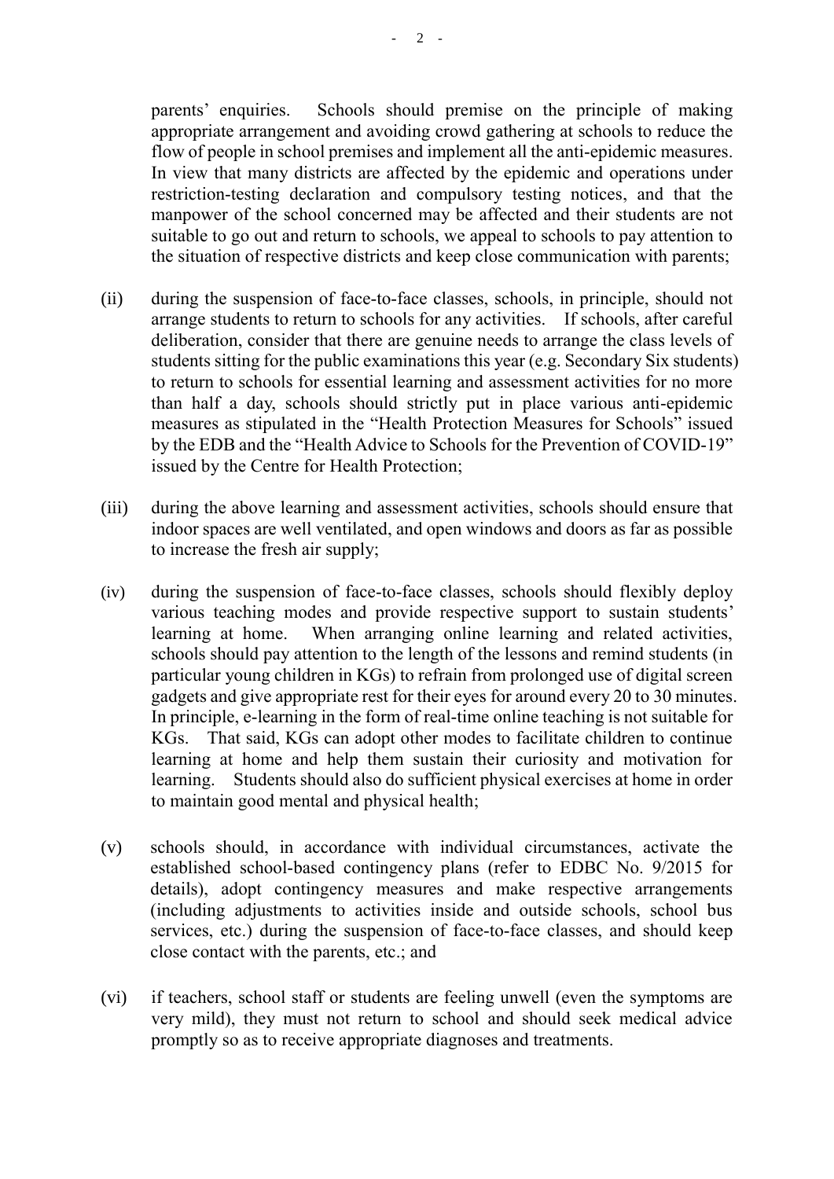parents' enquiries. Schools should premise on the principle of making appropriate arrangement and avoiding crowd gathering at schools to reduce the flow of people in school premises and implement all the anti-epidemic measures. In view that many districts are affected by the epidemic and operations under restriction-testing declaration and compulsory testing notices, and that the manpower of the school concerned may be affected and their students are not suitable to go out and return to schools, we appeal to schools to pay attention to the situation of respective districts and keep close communication with parents;

(ii) during the suspension of face-to-face classes, schools, in principle, should not arrange students to return to schools for any activities. If schools, after careful deliberation, consider that there are genuine needs to arrange the class levels of students sitting for the public examinations this year (e.g. Secondary Six students) to return to schools for essential learning and assessment activities for no more than half a day, schools should strictly put in place various anti-epidemic measures as stipulated in the "Health Protection Measures for Schools" issued by the EDB and the "Health Advice to Schools for the Prevention of COVID-19" issued by the Centre for Health Protection;

(iii) during the above learning and assessment activities, schools should ensure that indoor spaces are well ventilated, and open windows and doors as far as possible to increase the fresh air supply;

(iv) during the suspension of face-to-face classes, schools should flexibly deploy various teaching modes and provide respective support to sustain students' learning at home. When arranging online learning and related activities, schools should pay attention to the length of the lessons and remind students (in particular young children in KGs) to refrain from prolonged use of digital screen gadgets and give appropriate rest for their eyes for around every 20 to 30 minutes. In principle, e-learning in the form of real-time online teaching is not suitable for KGs. That said, KGs can adopt other modes to facilitate children to continue learning at home and help them sustain their curiosity and motivation for learning. Students should also do sufficient physical exercises at home in order to maintain good mental and physical health;

(v) schools should, in accordance with individual circumstances, activate the established school-based contingency plans (refer to EDBC No. 9/2015 for details), adopt contingency measures and make respective arrangements (including adjustments to activities inside and outside schools, school bus services, etc.) during the suspension of face-to-face classes, and should keep close contact with the parents, etc.; and

(vi) if teachers, school staff or students are feeling unwell (even the symptoms are very mild), they must not return to school and should seek medical advice promptly so as to receive appropriate diagnoses and treatments.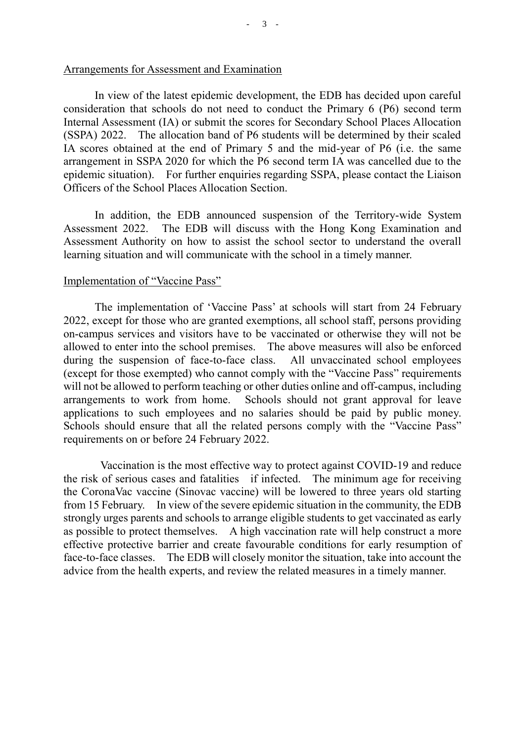## Arrangements for Assessment and Examination

In view of the latest epidemic development, the EDB has decided upon careful consideration that schools do not need to conduct the Primary 6 (P6) second term Internal Assessment (IA) or submit the scores for Secondary School Places Allocation (SSPA) 2022. The allocation band of P6 students will be determined by their scaled IA scores obtained at the end of Primary 5 and the mid-year of P6 (i.e. the same arrangement in SSPA 2020 for which the P6 second term IA was cancelled due to the epidemic situation). For further enquiries regarding SSPA, please contact the Liaison Officers of the School Places Allocation Section.

In addition, the EDB announced suspension of the Territory-wide System Assessment 2022. The EDB will discuss with the Hong Kong Examination and Assessment Authority on how to assist the school sector to understand the overall learning situation and will communicate with the school in a timely manner.

## Implementation of "Vaccine Pass"

The implementation of 'Vaccine Pass' at schools will start from 24 February 2022, except for those who are granted exemptions, all school staff, persons providing on-campus services and visitors have to be vaccinated or otherwise they will not be allowed to enter into the school premises. The above measures will also be enforced during the suspension of face-to-face class. All unvaccinated school employees (except for those exempted) who cannot comply with the "Vaccine Pass" requirements will not be allowed to perform teaching or other duties online and off-campus, including arrangements to work from home. Schools should not grant approval for leave applications to such employees and no salaries should be paid by public money. Schools should ensure that all the related persons comply with the "Vaccine Pass" requirements on or before 24 February 2022.

Vaccination is the most effective way to protect against COVID-19 and reduce the risk of serious cases and fatalities if infected. The minimum age for receiving the CoronaVac vaccine (Sinovac vaccine) will be lowered to three years old starting from 15 February. In view of the severe epidemic situation in the community, the EDB strongly urges parents and schools to arrange eligible students to get vaccinated as early as possible to protect themselves. A high vaccination rate will help construct a more effective protective barrier and create favourable conditions for early resumption of face-to-face classes. The EDB will closely monitor the situation, take into account the advice from the health experts, and review the related measures in a timely manner.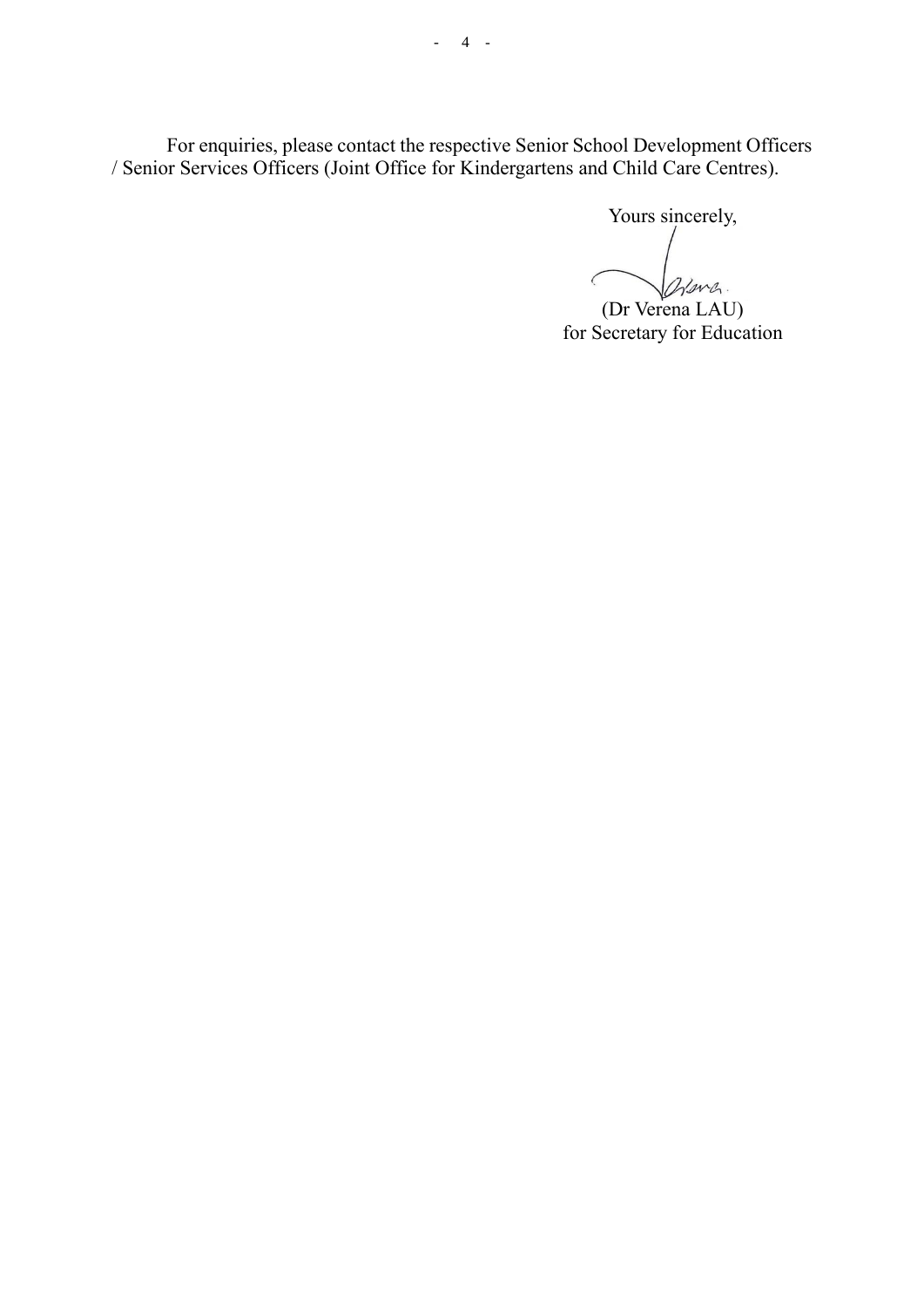For enquiries, please contact the respective Senior School Development Officers / Senior Services Officers (Joint Office for Kindergartens and Child Care Centres).

Yours sincerely,

(Dr Verena LAU)
for Secretary for Education